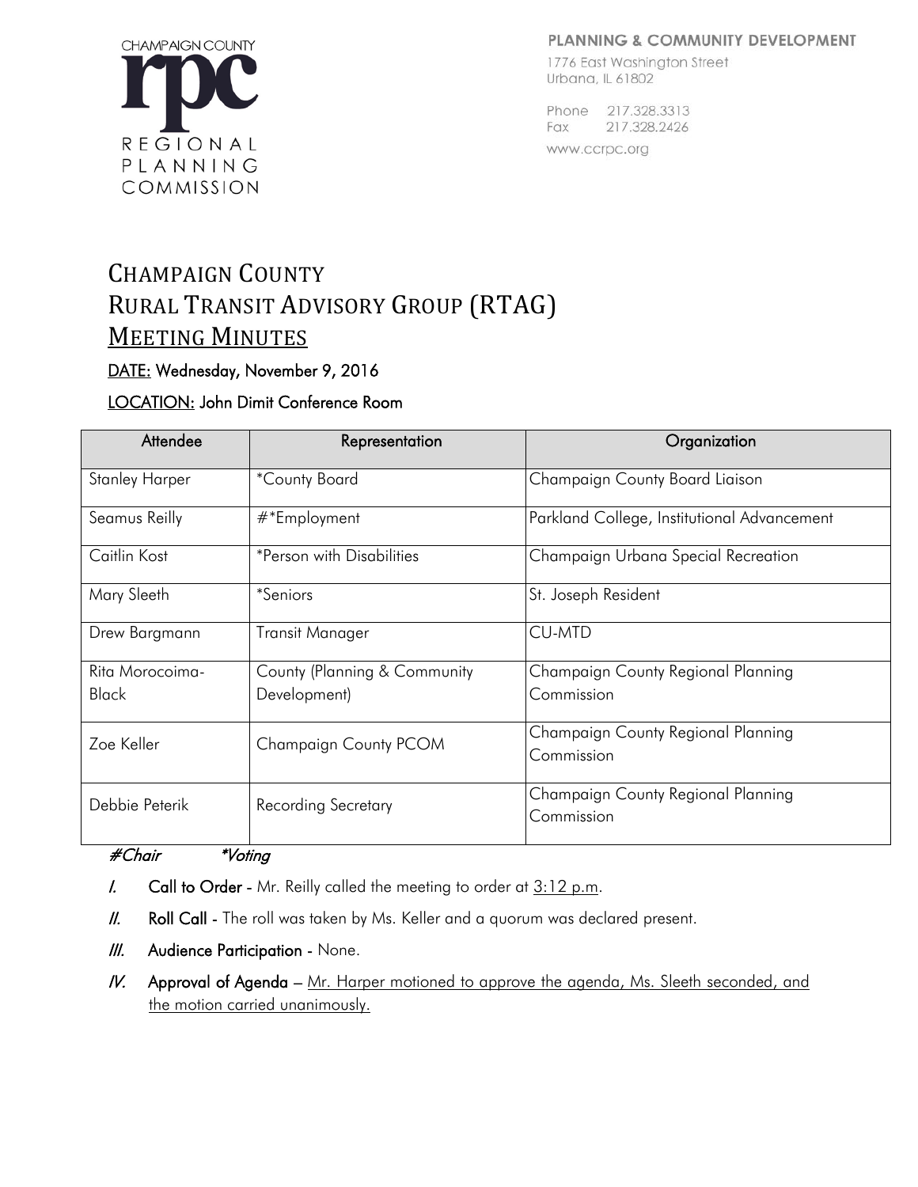CHAMPAIGN COUNTY
REGIONAL PLANNING COMMISSION

**PLANNING & COMMUNITY DEVELOPMENT**
1776 East Washington Street
Urbana, IL 61802

Phone 217.328.3313
Fax 217.328.2426
www.ccrpc.org

# CHAMPAIGN COUNTY
# RURAL TRANSIT ADVISORY GROUP (RTAG)
# MEETING MINUTES

DATE: Wednesday, November 9, 2016

LOCATION: John Dimit Conference Room

| Attendee | Representation | Organization |
|---|---|---|
| Stanley Harper | *County Board | Champaign County Board Liaison |
| Seamus Reilly | #*Employment | Parkland College, Institutional Advancement |
| Caitlin Kost | *Person with Disabilities | Champaign Urbana Special Recreation |
| Mary Sleeth | *Seniors | St. Joseph Resident |
| Drew Bargmann | Transit Manager | CU-MTD |
| Rita Morocoima-Black | County (Planning & Community Development) | Champaign County Regional Planning Commission |
| Zoe Keller | Champaign County PCOM | Champaign County Regional Planning Commission |
| Debbie Peterik | Recording Secretary | Champaign County Regional Planning Commission |

*#Chair *Voting*

*I.* **Call to Order** - Mr. Reilly called the meeting to order at 3:12 p.m.

*II.* **Roll Call** - The roll was taken by Ms. Keller and a quorum was declared present.

*III.* **Audience Participation** - None.

*IV.* **Approval of Agenda** – Mr. Harper motioned to approve the agenda, Ms. Sleeth seconded, and the motion carried unanimously.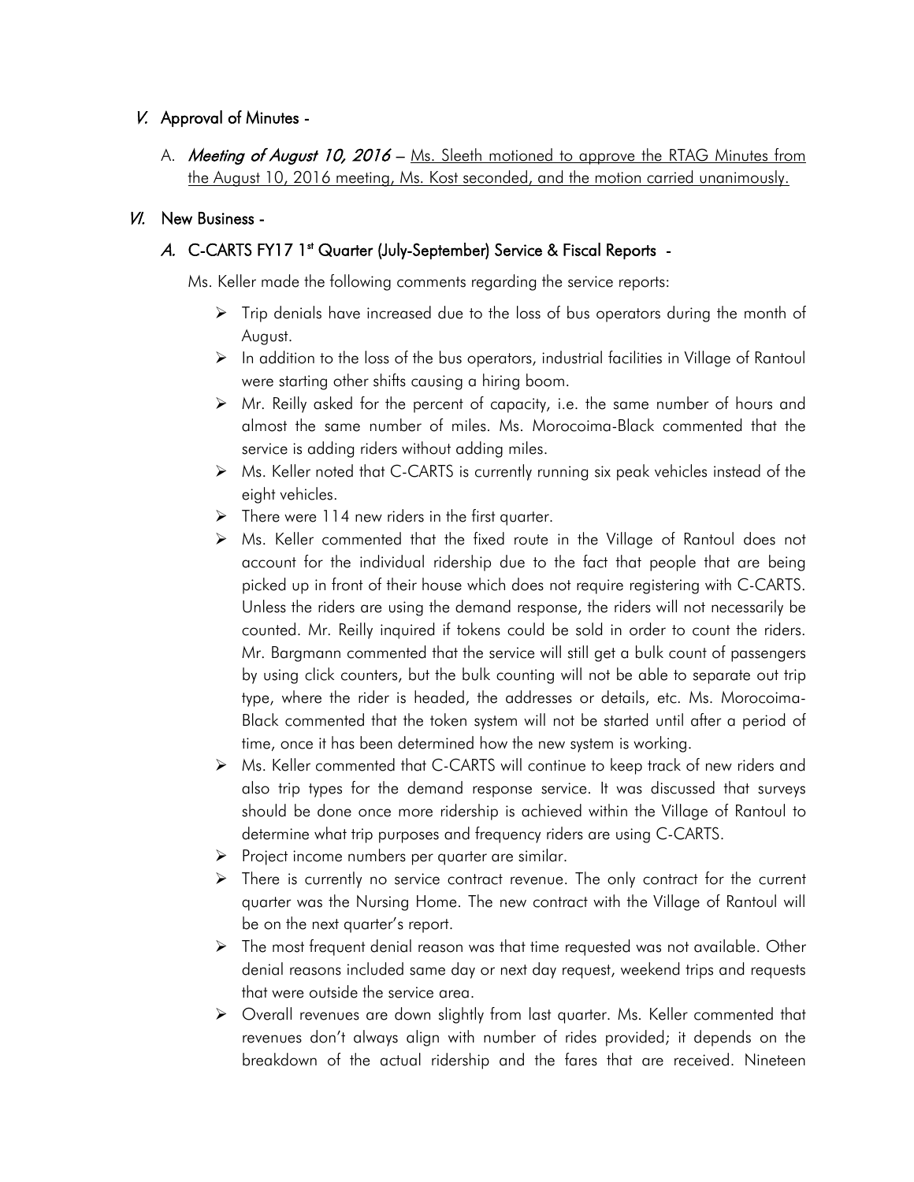## V. Approval of Minutes -

A. ***Meeting of August 10, 2016*** – Ms. Sleeth motioned to approve the RTAG Minutes from the August 10, 2016 meeting, Ms. Kost seconded, and the motion carried unanimously.

## VI. New Business -

### A. C-CARTS FY17 1st Quarter (July-September) Service & Fiscal Reports -

Ms. Keller made the following comments regarding the service reports:

- Trip denials have increased due to the loss of bus operators during the month of August.
- In addition to the loss of the bus operators, industrial facilities in Village of Rantoul were starting other shifts causing a hiring boom.
- Mr. Reilly asked for the percent of capacity, i.e. the same number of hours and almost the same number of miles. Ms. Morocoima-Black commented that the service is adding riders without adding miles.
- Ms. Keller noted that C-CARTS is currently running six peak vehicles instead of the eight vehicles.
- There were 114 new riders in the first quarter.
- Ms. Keller commented that the fixed route in the Village of Rantoul does not account for the individual ridership due to the fact that people that are being picked up in front of their house which does not require registering with C-CARTS. Unless the riders are using the demand response, the riders will not necessarily be counted. Mr. Reilly inquired if tokens could be sold in order to count the riders. Mr. Bargmann commented that the service will still get a bulk count of passengers by using click counters, but the bulk counting will not be able to separate out trip type, where the rider is headed, the addresses or details, etc. Ms. Morocoima-Black commented that the token system will not be started until after a period of time, once it has been determined how the new system is working.
- Ms. Keller commented that C-CARTS will continue to keep track of new riders and also trip types for the demand response service. It was discussed that surveys should be done once more ridership is achieved within the Village of Rantoul to determine what trip purposes and frequency riders are using C-CARTS.
- Project income numbers per quarter are similar.
- There is currently no service contract revenue. The only contract for the current quarter was the Nursing Home. The new contract with the Village of Rantoul will be on the next quarter's report.
- The most frequent denial reason was that time requested was not available. Other denial reasons included same day or next day request, weekend trips and requests that were outside the service area.
- Overall revenues are down slightly from last quarter. Ms. Keller commented that revenues don't always align with number of rides provided; it depends on the breakdown of the actual ridership and the fares that are received. Nineteen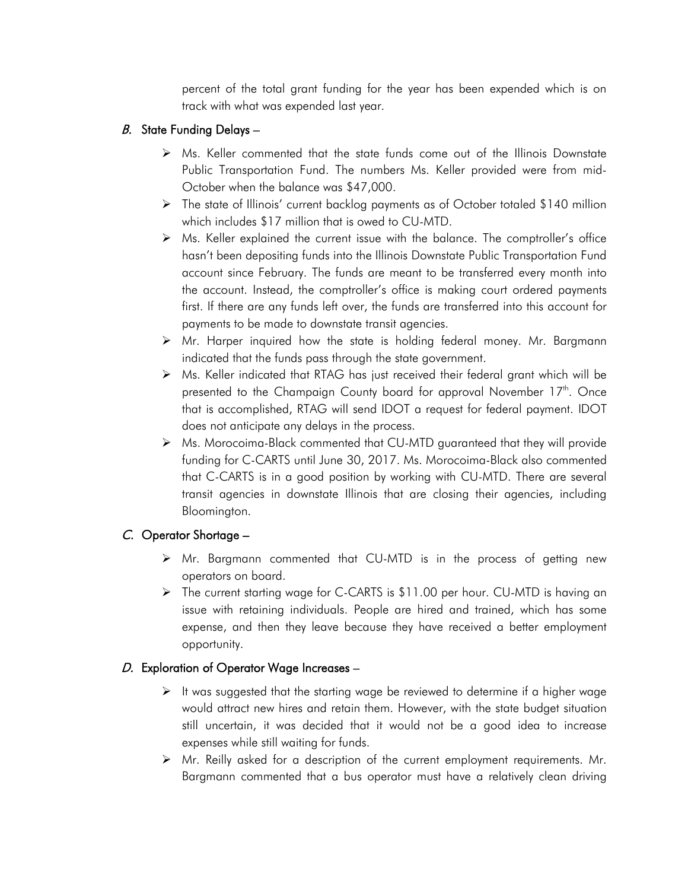percent of the total grant funding for the year has been expended which is on track with what was expended last year.

## *B.* State Funding Delays –

- Ms. Keller commented that the state funds come out of the Illinois Downstate Public Transportation Fund. The numbers Ms. Keller provided were from mid-October when the balance was $47,000.
- The state of Illinois' current backlog payments as of October totaled $140 million which includes $17 million that is owed to CU-MTD.
- Ms. Keller explained the current issue with the balance. The comptroller's office hasn't been depositing funds into the Illinois Downstate Public Transportation Fund account since February. The funds are meant to be transferred every month into the account. Instead, the comptroller's office is making court ordered payments first. If there are any funds left over, the funds are transferred into this account for payments to be made to downstate transit agencies.
- Mr. Harper inquired how the state is holding federal money. Mr. Bargmann indicated that the funds pass through the state government.
- Ms. Keller indicated that RTAG has just received their federal grant which will be presented to the Champaign County board for approval November 17th. Once that is accomplished, RTAG will send IDOT a request for federal payment. IDOT does not anticipate any delays in the process.
- Ms. Morocoima-Black commented that CU-MTD guaranteed that they will provide funding for C-CARTS until June 30, 2017. Ms. Morocoima-Black also commented that C-CARTS is in a good position by working with CU-MTD. There are several transit agencies in downstate Illinois that are closing their agencies, including Bloomington.

## *C.* Operator Shortage –

- Mr. Bargmann commented that CU-MTD is in the process of getting new operators on board.
- The current starting wage for C-CARTS is $11.00 per hour. CU-MTD is having an issue with retaining individuals. People are hired and trained, which has some expense, and then they leave because they have received a better employment opportunity.

## *D.* Exploration of Operator Wage Increases –

- It was suggested that the starting wage be reviewed to determine if a higher wage would attract new hires and retain them. However, with the state budget situation still uncertain, it was decided that it would not be a good idea to increase expenses while still waiting for funds.
- Mr. Reilly asked for a description of the current employment requirements. Mr. Bargmann commented that a bus operator must have a relatively clean driving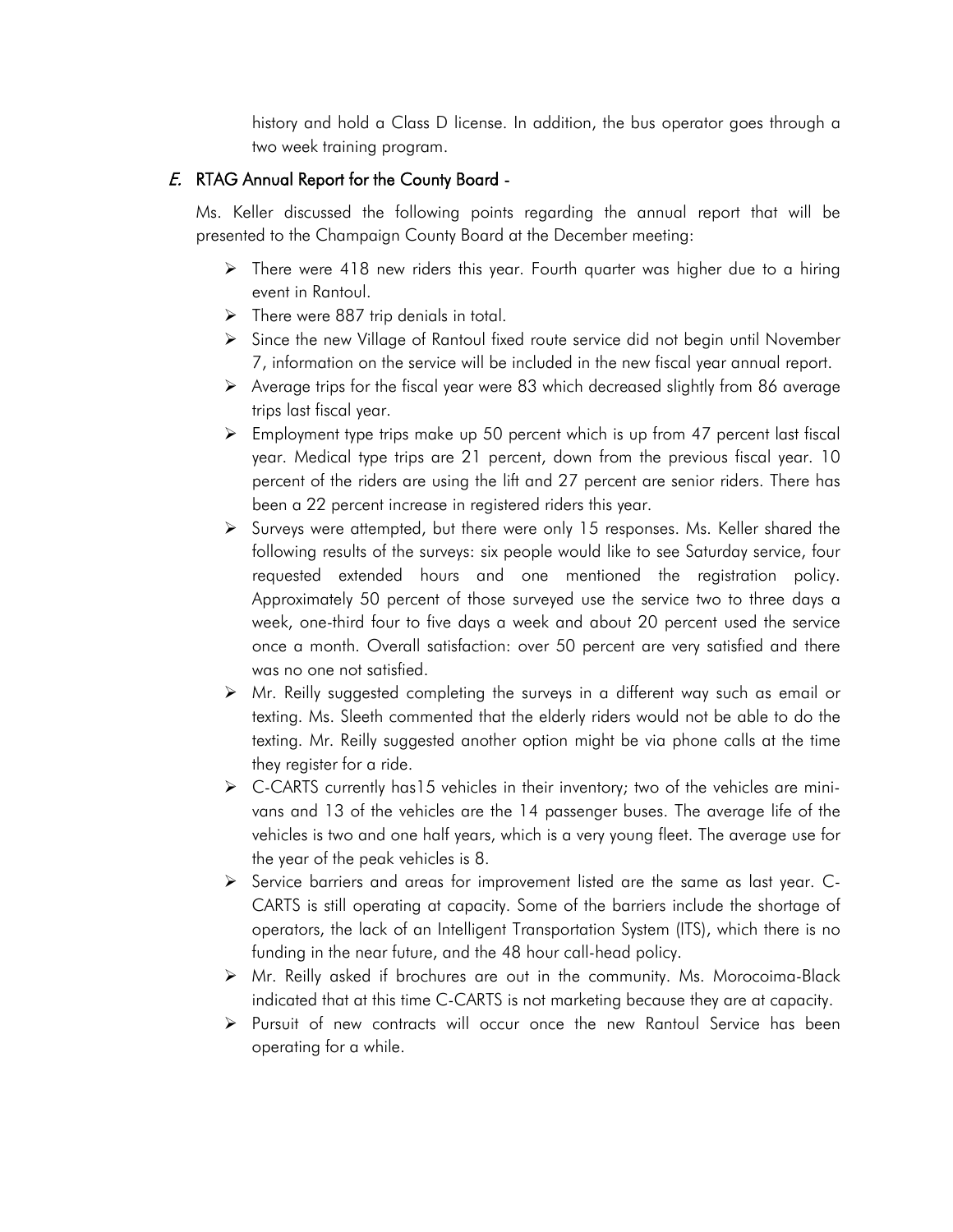history and hold a Class D license. In addition, the bus operator goes through a two week training program.

### *E.* RTAG Annual Report for the County Board -

Ms. Keller discussed the following points regarding the annual report that will be presented to the Champaign County Board at the December meeting:

- There were 418 new riders this year. Fourth quarter was higher due to a hiring event in Rantoul.
- There were 887 trip denials in total.
- Since the new Village of Rantoul fixed route service did not begin until November 7, information on the service will be included in the new fiscal year annual report.
- Average trips for the fiscal year were 83 which decreased slightly from 86 average trips last fiscal year.
- Employment type trips make up 50 percent which is up from 47 percent last fiscal year. Medical type trips are 21 percent, down from the previous fiscal year. 10 percent of the riders are using the lift and 27 percent are senior riders. There has been a 22 percent increase in registered riders this year.
- Surveys were attempted, but there were only 15 responses. Ms. Keller shared the following results of the surveys: six people would like to see Saturday service, four requested extended hours and one mentioned the registration policy. Approximately 50 percent of those surveyed use the service two to three days a week, one-third four to five days a week and about 20 percent used the service once a month. Overall satisfaction: over 50 percent are very satisfied and there was no one not satisfied.
- Mr. Reilly suggested completing the surveys in a different way such as email or texting. Ms. Sleeth commented that the elderly riders would not be able to do the texting. Mr. Reilly suggested another option might be via phone calls at the time they register for a ride.
- C-CARTS currently has15 vehicles in their inventory; two of the vehicles are mini-vans and 13 of the vehicles are the 14 passenger buses. The average life of the vehicles is two and one half years, which is a very young fleet. The average use for the year of the peak vehicles is 8.
- Service barriers and areas for improvement listed are the same as last year. C-CARTS is still operating at capacity. Some of the barriers include the shortage of operators, the lack of an Intelligent Transportation System (ITS), which there is no funding in the near future, and the 48 hour call-head policy.
- Mr. Reilly asked if brochures are out in the community. Ms. Morocoima-Black indicated that at this time C-CARTS is not marketing because they are at capacity.
- Pursuit of new contracts will occur once the new Rantoul Service has been operating for a while.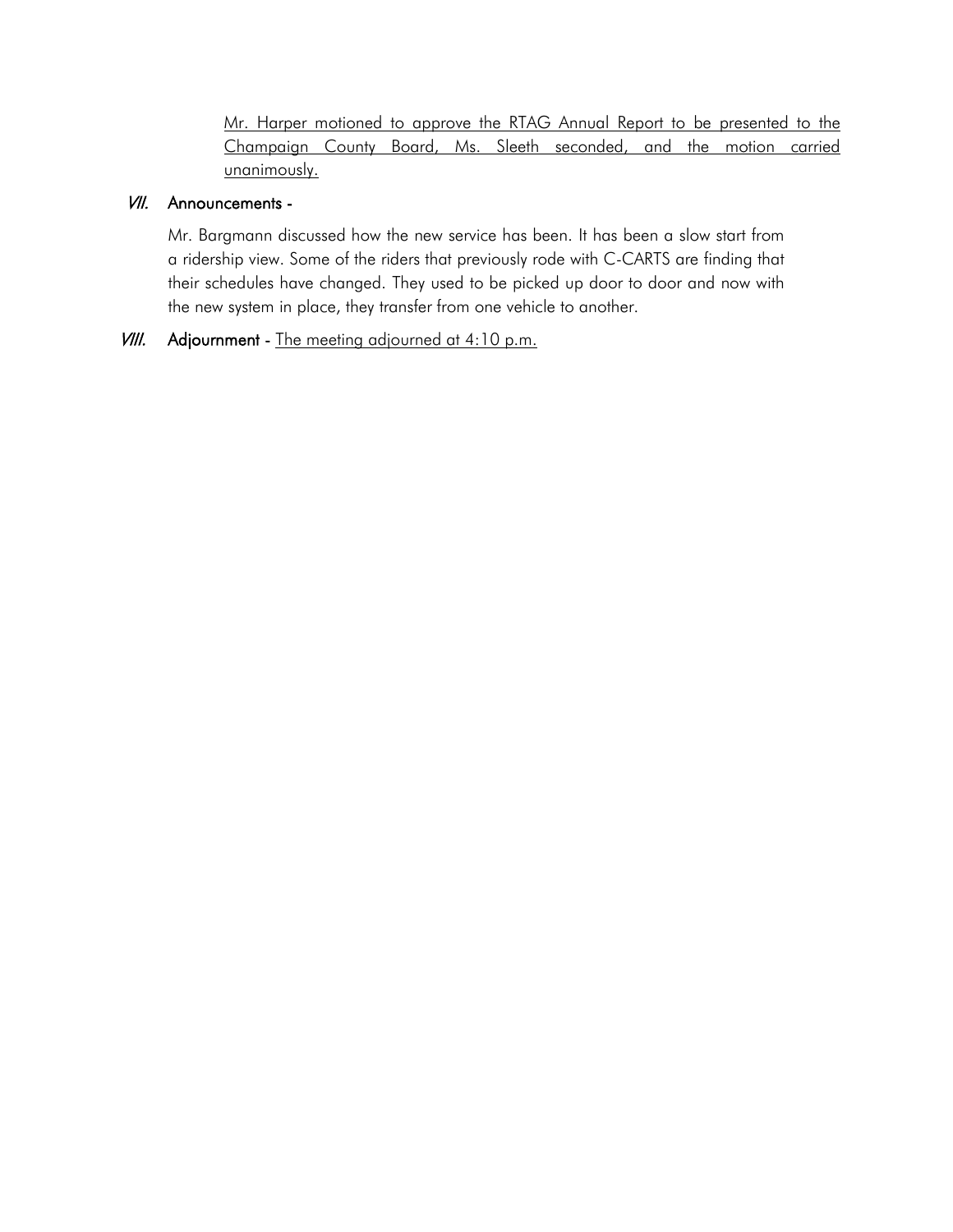Mr. Harper motioned to approve the RTAG Annual Report to be presented to the Champaign County Board, Ms. Sleeth seconded, and the motion carried unanimously.

## *VII.* Announcements -

Mr. Bargmann discussed how the new service has been. It has been a slow start from a ridership view. Some of the riders that previously rode with C-CARTS are finding that their schedules have changed. They used to be picked up door to door and now with the new system in place, they transfer from one vehicle to another.

## *VIII.* Adjournment - The meeting adjourned at 4:10 p.m.